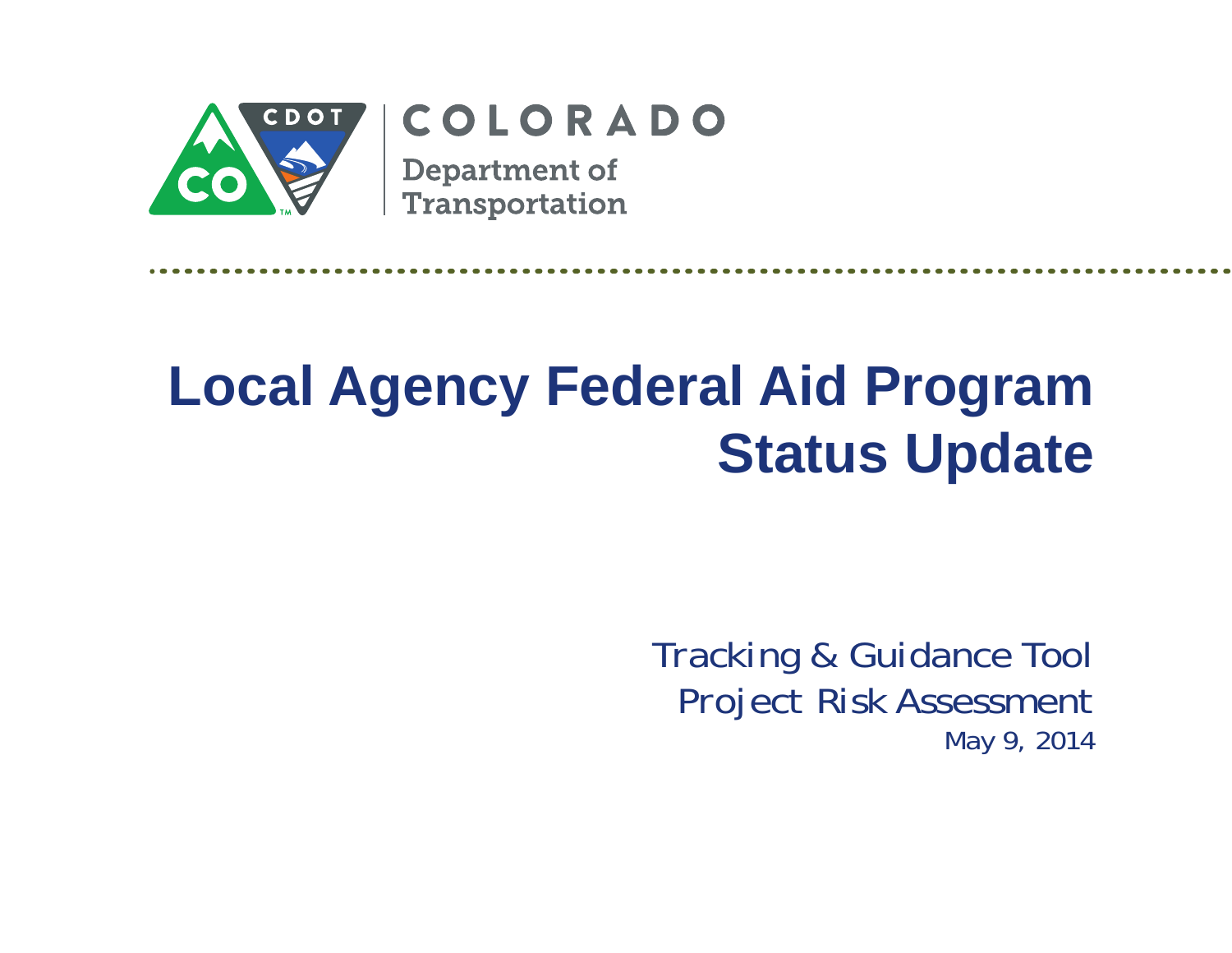COLORADO

Department of Transportation

# Local Agency Federal Aid Program Status Update

Tracking & Guidance Tool

Project Risk Assessment

May 9, 2014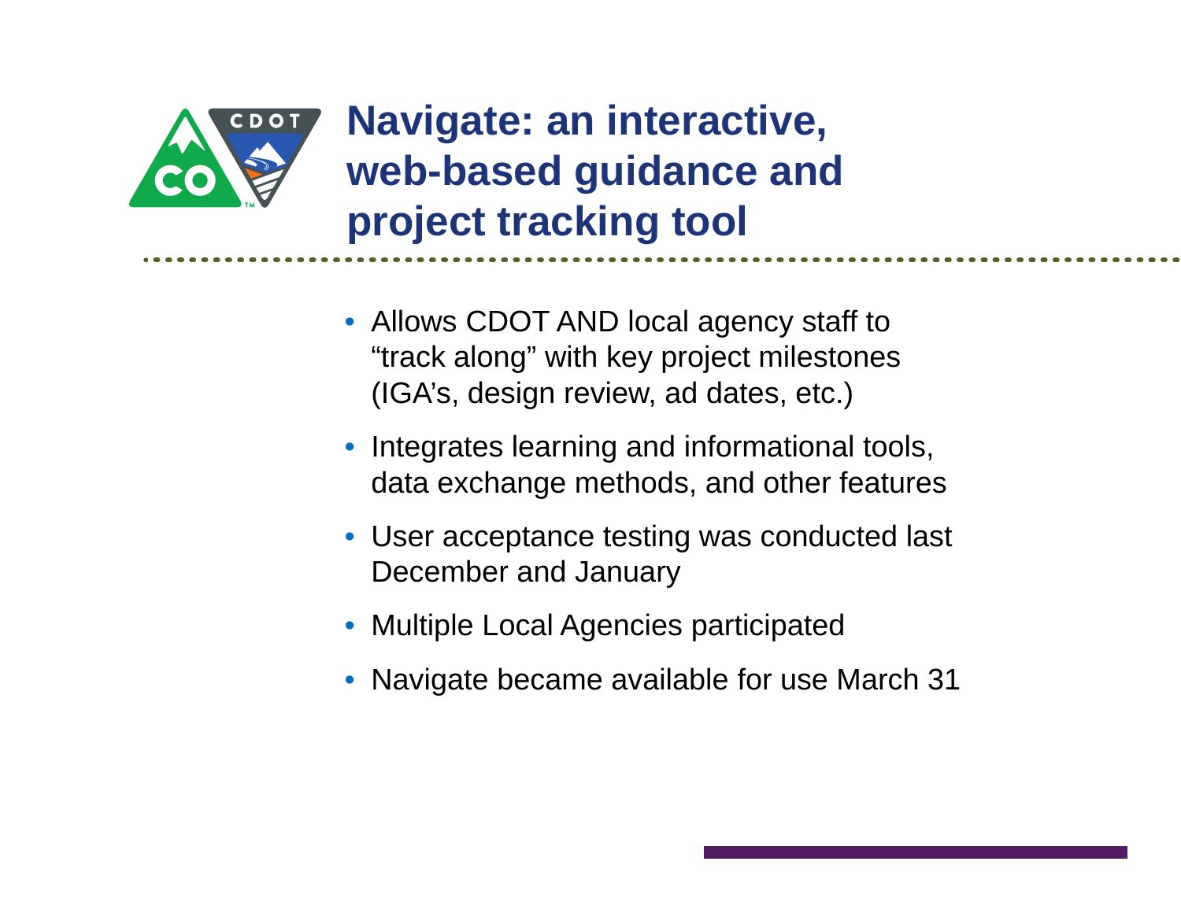# Navigate: an interactive, web-based guidance and project tracking tool

- Allows CDOT AND local agency staff to "track along" with key project milestones (IGA's, design review, ad dates, etc.)
- Integrates learning and informational tools, data exchange methods, and other features
- User acceptance testing was conducted last December and January
- Multiple Local Agencies participated
- Navigate became available for use March 31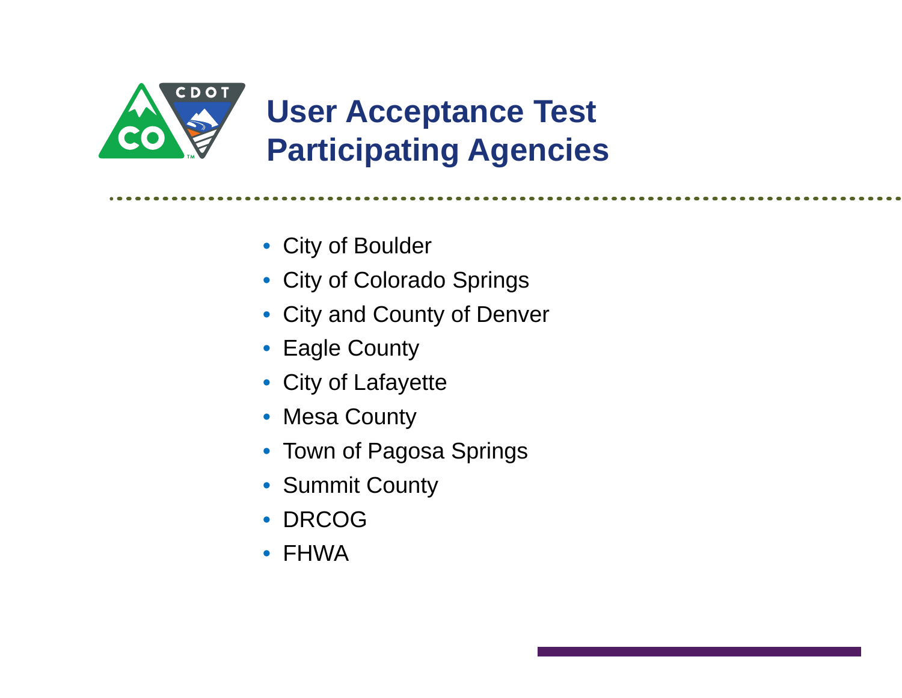# User Acceptance Test Participating Agencies

- City of Boulder
- City of Colorado Springs
- City and County of Denver
- Eagle County
- City of Lafayette
- Mesa County
- Town of Pagosa Springs
- Summit County
- DRCOG
- FHWA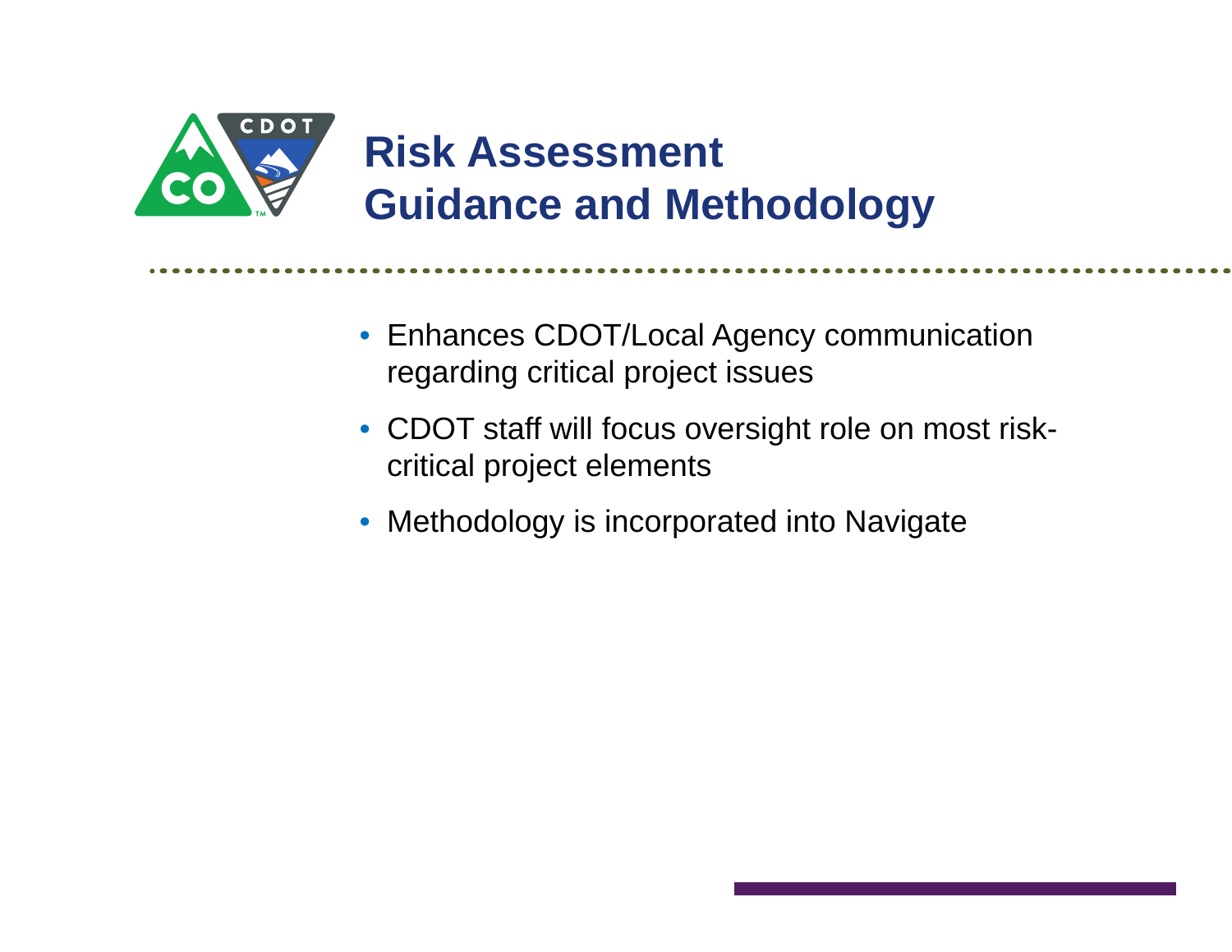# Risk Assessment Guidance and Methodology

- Enhances CDOT/Local Agency communication regarding critical project issues
- CDOT staff will focus oversight role on most risk-critical project elements
- Methodology is incorporated into Navigate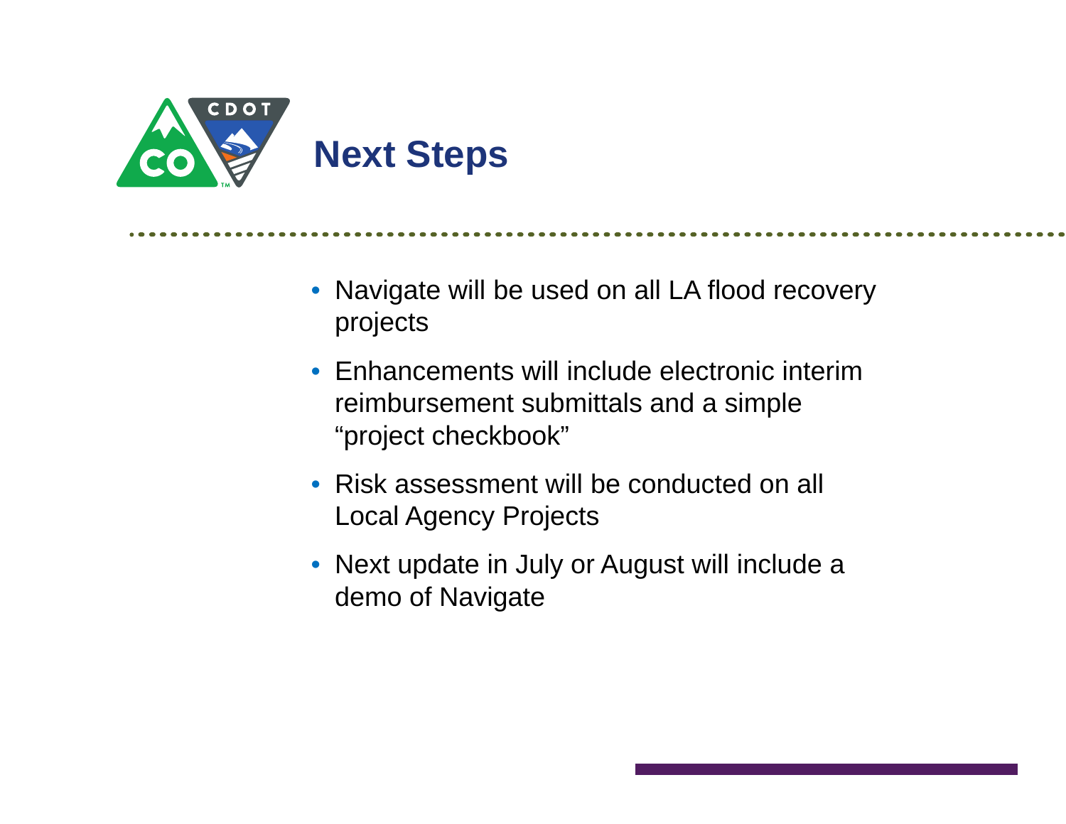# Next Steps

- Navigate will be used on all LA flood recovery projects
- Enhancements will include electronic interim reimbursement submittals and a simple “project checkbook”
- Risk assessment will be conducted on all Local Agency Projects
- Next update in July or August will include a demo of Navigate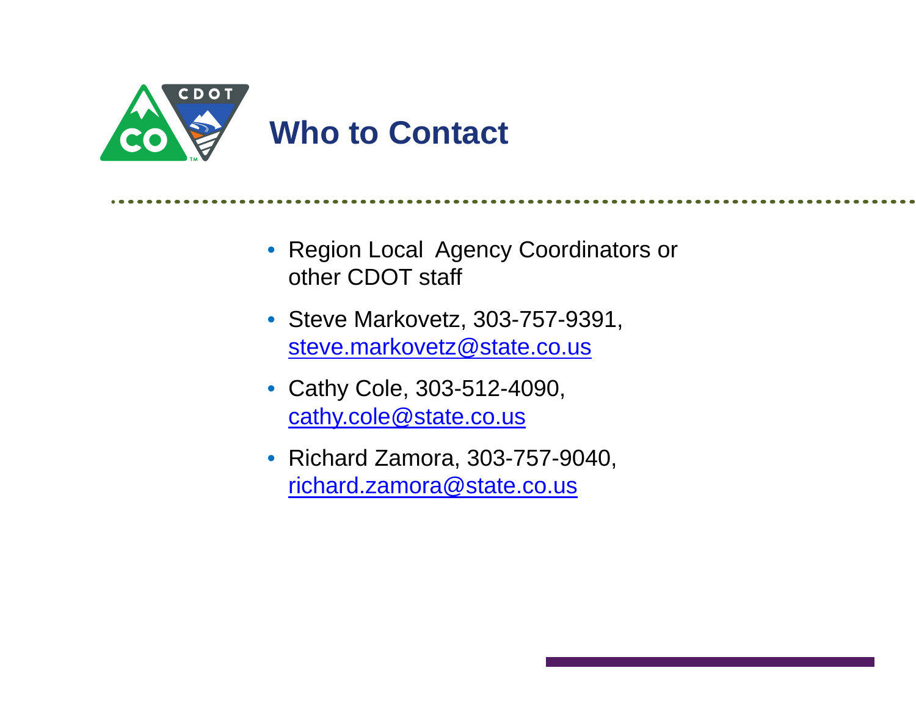# Who to Contact

- Region Local  Agency Coordinators or other CDOT staff
- Steve Markovetz, 303-757-9391, steve.markovetz@state.co.us
- Cathy Cole, 303-512-4090, cathy.cole@state.co.us
- Richard Zamora, 303-757-9040, richard.zamora@state.co.us